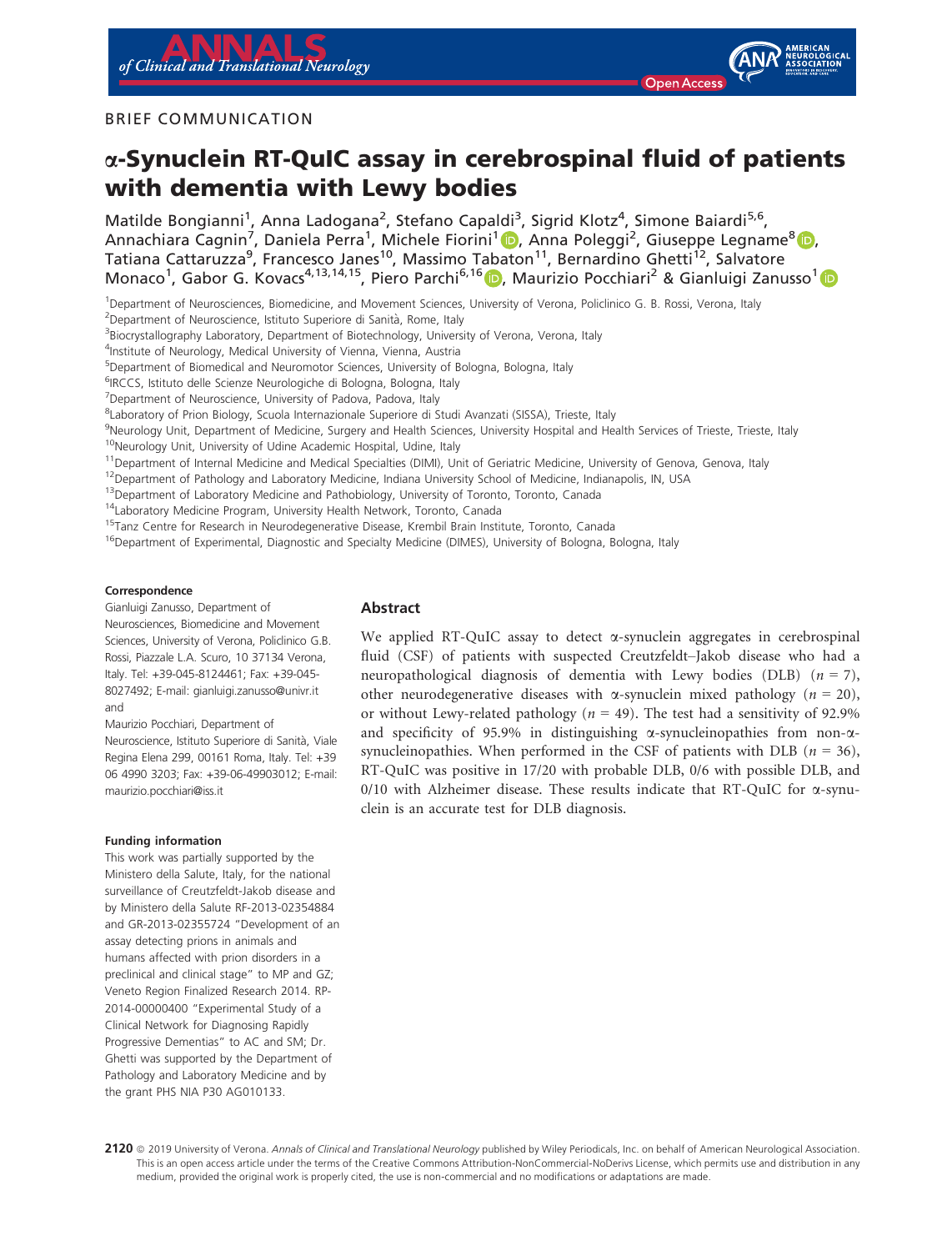BRIEF COMMUNICATION

# α-Synuclein RT-QuIC assay in cerebrospinal fluid of patients with dementia with Lewy bodies

Matilde Bongianni[1], Anna Ladogana[2], Stefano Capaldi[3], Sigrid Klotz[4], Simone Baiardi[5,6], Annachiara Cagnin[7], Daniela Perra[1], Michele Fiorini[1], Anna Poleggi[2], Giuseppe Legname[8], Tatiana Cattaruzza[9], Francesco Janes[10], Massimo Tabaton[11], Bernardino Ghetti[12], Salvatore Monaco[1], Gabor G. Kovacs[4,13,14,15], Piero Parchi[6,16], Maurizio Pocchiari[2] & Gianluigi Zanusso[1]

[1]Department of Neurosciences, Biomedicine, and Movement Sciences, University of Verona, Policlinico G. B. Rossi, Verona, Italy
[2]Department of Neuroscience, Istituto Superiore di Sanità, Rome, Italy
[3]Biocrystallography Laboratory, Department of Biotechnology, University of Verona, Verona, Italy
[4]Institute of Neurology, Medical University of Vienna, Vienna, Austria
[5]Department of Biomedical and Neuromotor Sciences, University of Bologna, Bologna, Italy
[6]IRCCS, Istituto delle Scienze Neurologiche di Bologna, Bologna, Italy
[7]Department of Neuroscience, University of Padova, Padova, Italy
[8]Laboratory of Prion Biology, Scuola Internazionale Superiore di Studi Avanzati (SISSA), Trieste, Italy
[9]Neurology Unit, Department of Medicine, Surgery and Health Sciences, University Hospital and Health Services of Trieste, Trieste, Italy
[10]Neurology Unit, University of Udine Academic Hospital, Udine, Italy
[11]Department of Internal Medicine and Medical Specialties (DIMI), Unit of Geriatric Medicine, University of Genova, Genova, Italy
[12]Department of Pathology and Laboratory Medicine, Indiana University School of Medicine, Indianapolis, IN, USA
[13]Department of Laboratory Medicine and Pathobiology, University of Toronto, Toronto, Canada
[14]Laboratory Medicine Program, University Health Network, Toronto, Canada
[15]Tanz Centre for Research in Neurodegenerative Disease, Krembil Brain Institute, Toronto, Canada
[16]Department of Experimental, Diagnostic and Specialty Medicine (DIMES), University of Bologna, Bologna, Italy

**Correspondence**

Gianluigi Zanusso, Department of Neurosciences, Biomedicine and Movement Sciences, University of Verona, Policlinico G.B. Rossi, Piazzale L.A. Scuro, 10 37134 Verona, Italy. Tel: +39-045-8124461; Fax: +39-045-8027492; E-mail: gianluigi.zanusso@univr.it and

Maurizio Pocchiari, Department of Neuroscience, Istituto Superiore di Sanità, Viale Regina Elena 299, 00161 Roma, Italy. Tel: +39 06 4990 3203; Fax: +39-06-49903012; E-mail: maurizio.pocchiari@iss.it

**Funding information**

This work was partially supported by the Ministero della Salute, Italy, for the national surveillance of Creutzfeldt-Jakob disease and by Ministero della Salute RF-2013-02354884 and GR-2013-02355724 "Development of an assay detecting prions in animals and humans affected with prion disorders in a preclinical and clinical stage" to MP and GZ; Veneto Region Finalized Research 2014. RP-2014-00000400 "Experimental Study of a Clinical Network for Diagnosing Rapidly Progressive Dementias" to AC and SM; Dr. Ghetti was supported by the Department of Pathology and Laboratory Medicine and by the grant PHS NIA P30 AG010133.

## Abstract

We applied RT-QuIC assay to detect α-synuclein aggregates in cerebrospinal fluid (CSF) of patients with suspected Creutzfeldt–Jakob disease who had a neuropathological diagnosis of dementia with Lewy bodies (DLB) ($n = 7$), other neurodegenerative diseases with α-synuclein mixed pathology ($n = 20$), or without Lewy-related pathology ($n = 49$). The test had a sensitivity of 92.9% and specificity of 95.9% in distinguishing α-synucleinopathies from non-α-synucleinopathies. When performed in the CSF of patients with DLB ($n = 36$), RT-QuIC was positive in 17/20 with probable DLB, 0/6 with possible DLB, and 0/10 with Alzheimer disease. These results indicate that RT-QuIC for α-synuclein is an accurate test for DLB diagnosis.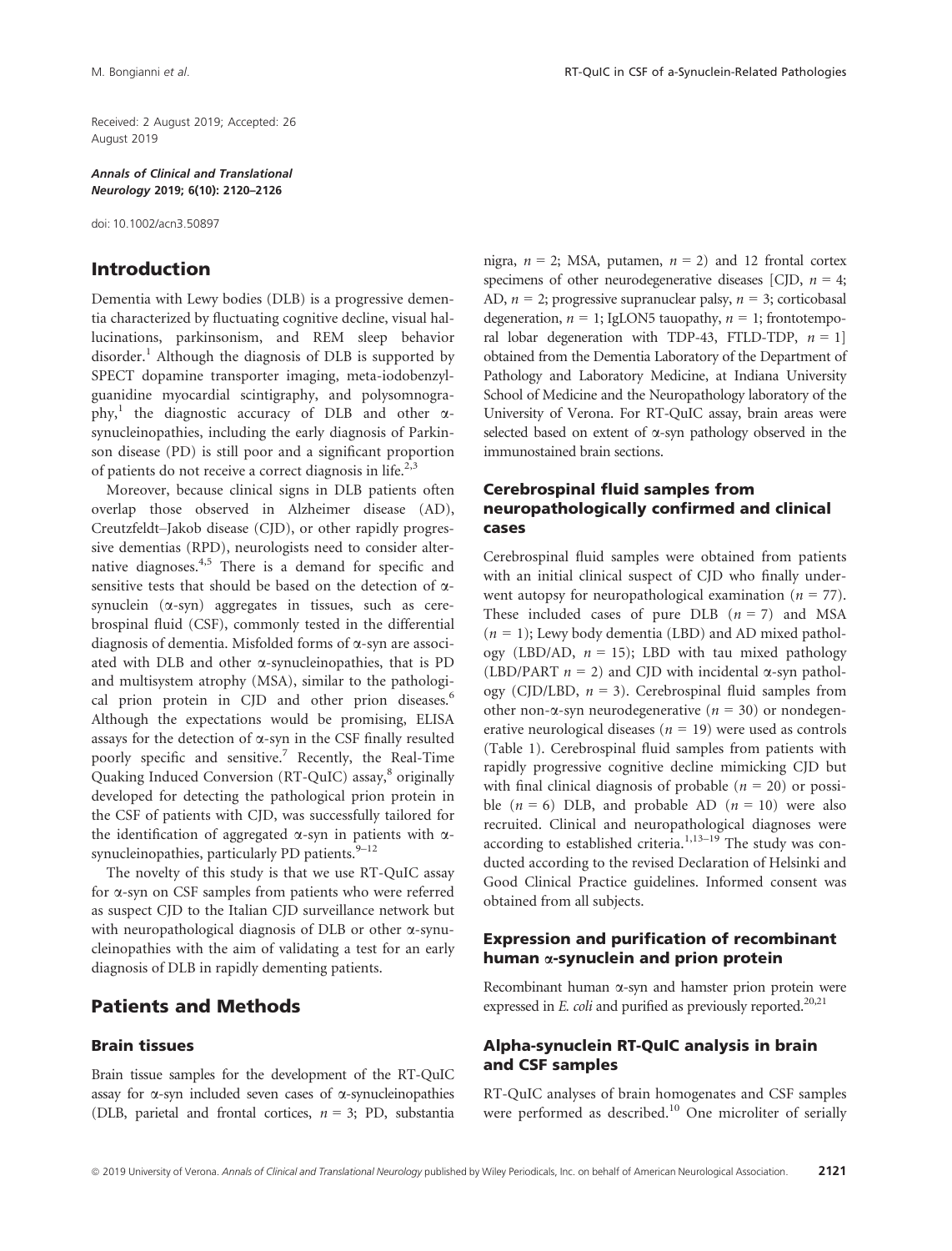Received: 2 August 2019; Accepted: 26 August 2019

*Annals of Clinical and Translational Neurology* 2019; 6(10): 2120–2126

doi: 10.1002/acn3.50897

## Introduction

Dementia with Lewy bodies (DLB) is a progressive dementia characterized by fluctuating cognitive decline, visual hallucinations, parkinsonism, and REM sleep behavior disorder.[1] Although the diagnosis of DLB is supported by SPECT dopamine transporter imaging, meta-iodobenzylguanidine myocardial scintigraphy, and polysomnography,[1] the diagnostic accuracy of DLB and other α-synucleinopathies, including the early diagnosis of Parkinson disease (PD) is still poor and a significant proportion of patients do not receive a correct diagnosis in life.[2,3]

Moreover, because clinical signs in DLB patients often overlap those observed in Alzheimer disease (AD), Creutzfeldt–Jakob disease (CJD), or other rapidly progressive dementias (RPD), neurologists need to consider alternative diagnoses.[4,5] There is a demand for specific and sensitive tests that should be based on the detection of α-synuclein (α-syn) aggregates in tissues, such as cerebrospinal fluid (CSF), commonly tested in the differential diagnosis of dementia. Misfolded forms of α-syn are associated with DLB and other α-synucleinopathies, that is PD and multisystem atrophy (MSA), similar to the pathological prion protein in CJD and other prion diseases.[6] Although the expectations would be promising, ELISA assays for the detection of α-syn in the CSF finally resulted poorly specific and sensitive.[7] Recently, the Real-Time Quaking Induced Conversion (RT-QuIC) assay,[8] originally developed for detecting the pathological prion protein in the CSF of patients with CJD, was successfully tailored for the identification of aggregated α-syn in patients with α-synucleinopathies, particularly PD patients.[9–12]

The novelty of this study is that we use RT-QuIC assay for α-syn on CSF samples from patients who were referred as suspect CJD to the Italian CJD surveillance network but with neuropathological diagnosis of DLB or other α-synucleinopathies with the aim of validating a test for an early diagnosis of DLB in rapidly dementing patients.

## Patients and Methods

### Brain tissues

Brain tissue samples for the development of the RT-QuIC assay for α-syn included seven cases of α-synucleinopathies (DLB, parietal and frontal cortices, $n = 3$; PD, substantia nigra, $n = 2$; MSA, putamen, $n = 2$) and 12 frontal cortex specimens of other neurodegenerative diseases [CJD, $n = 4$; AD, $n = 2$; progressive supranuclear palsy, $n = 3$; corticobasal degeneration, $n = 1$; IgLON5 tauopathy, $n = 1$; frontotemporal lobar degeneration with TDP-43, FTLD-TDP, $n = 1$] obtained from the Dementia Laboratory of the Department of Pathology and Laboratory Medicine, at Indiana University School of Medicine and the Neuropathology laboratory of the University of Verona. For RT-QuIC assay, brain areas were selected based on extent of α-syn pathology observed in the immunostained brain sections.

### Cerebrospinal fluid samples from neuropathologically confirmed and clinical cases

Cerebrospinal fluid samples were obtained from patients with an initial clinical suspect of CJD who finally underwent autopsy for neuropathological examination ($n = 77$). These included cases of pure DLB ($n = 7$) and MSA ($n = 1$); Lewy body dementia (LBD) and AD mixed pathology (LBD/AD, $n = 15$); LBD with tau mixed pathology (LBD/PART $n = 2$) and CJD with incidental α-syn pathology (CJD/LBD, $n = 3$). Cerebrospinal fluid samples from other non-α-syn neurodegenerative ($n = 30$) or nondegenerative neurological diseases ($n = 19$) were used as controls (Table 1). Cerebrospinal fluid samples from patients with rapidly progressive cognitive decline mimicking CJD but with final clinical diagnosis of probable ($n = 20$) or possible ($n = 6$) DLB, and probable AD ($n = 10$) were also recruited. Clinical and neuropathological diagnoses were according to established criteria.[1,13–19] The study was conducted according to the revised Declaration of Helsinki and Good Clinical Practice guidelines. Informed consent was obtained from all subjects.

### Expression and purification of recombinant human α-synuclein and prion protein

Recombinant human α-syn and hamster prion protein were expressed in *E. coli* and purified as previously reported.[20,21]

### Alpha-synuclein RT-QuIC analysis in brain and CSF samples

RT-QuIC analyses of brain homogenates and CSF samples were performed as described.[10] One microliter of serially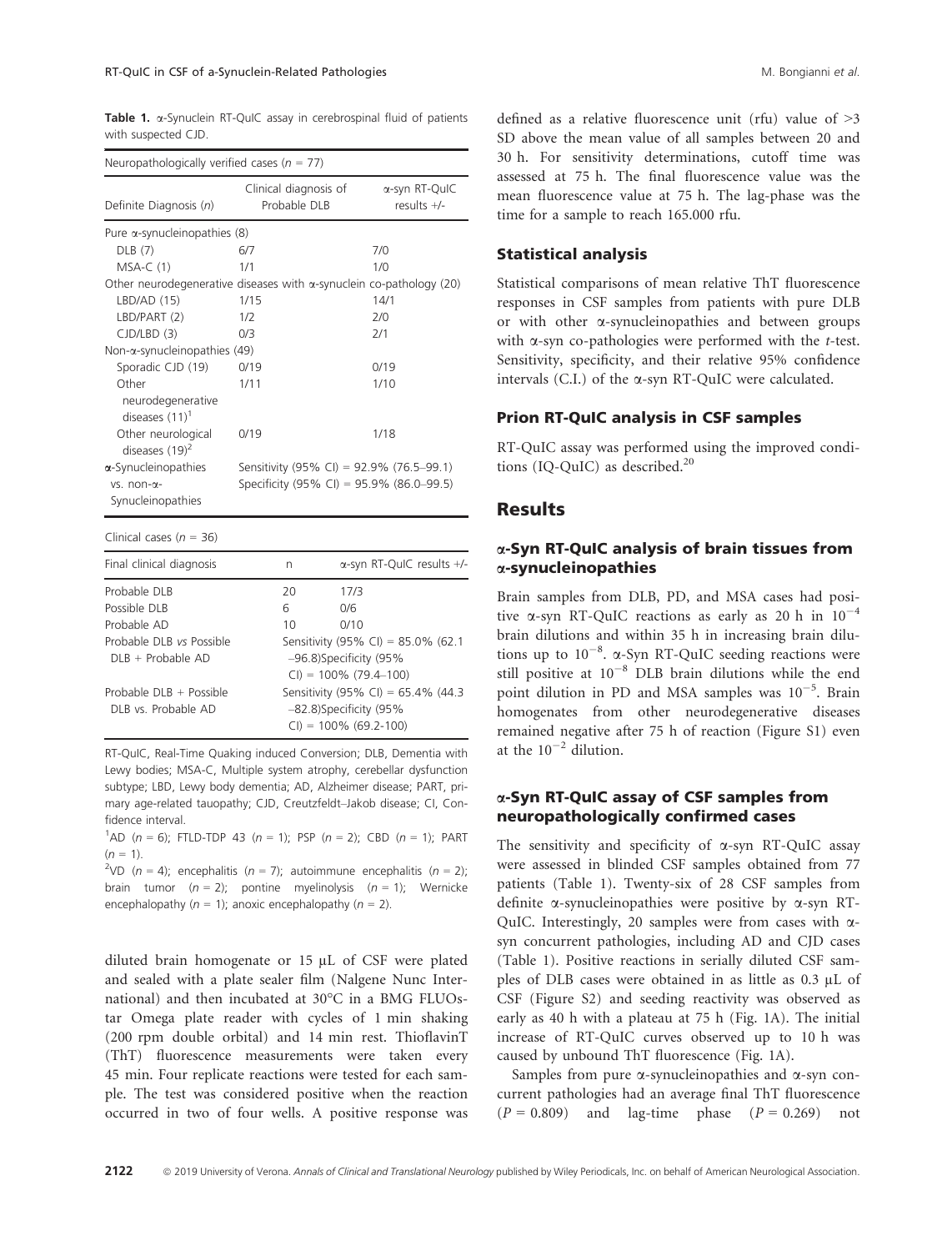**Table 1.** α-Synuclein RT-QuIC assay in cerebrospinal fluid of patients with suspected CJD.

| Neuropathologically verified cases (*n* = 77) | | |
|---|---|---|
| Definite Diagnosis (*n*) | Clinical diagnosis of Probable DLB | α-syn RT-QuIC results +/- |
| Pure α-synucleinopathies (8) | | |
| DLB (7) | 6/7 | 7/0 |
| MSA-C (1) | 1/1 | 1/0 |
| Other neurodegenerative diseases with α-synuclein co-pathology (20) | | |
| LBD/AD (15) | 1/15 | 14/1 |
| LBD/PART (2) | 1/2 | 2/0 |
| CJD/LBD (3) | 0/3 | 2/1 |
| Non-α-synucleinopathies (49) | | |
| Sporadic CJD (19) | 0/19 | 0/19 |
| Other neurodegenerative diseases (11)[1] | 1/11 | 1/10 |
| Other neurological diseases (19)[2] | 0/19 | 1/18 |
| α-Synucleinopathies vs. non-α-Synucleinopathies | Sensitivity (95% CI) = 92.9% (76.5–99.1) Specificity (95% CI) = 95.9% (86.0–99.5) | |

| Clinical cases (*n* = 36) | | |
|---|---|---|
| Final clinical diagnosis | n | α-syn RT-QuIC results +/- |
| Probable DLB | 20 | 17/3 |
| Possible DLB | 6 | 0/6 |
| Probable AD | 10 | 0/10 |
| Probable DLB *vs* Possible DLB + Probable AD | Sensitivity (95% CI) = 85.0% (62.1–96.8) Specificity (95% CI) = 100% (79.4–100) | |
| Probable DLB + Possible DLB vs. Probable AD | Sensitivity (95% CI) = 65.4% (44.3–82.8) Specificity (95% CI) = 100% (69.2-100) | |

RT-QuIC, Real-Time Quaking induced Conversion; DLB, Dementia with Lewy bodies; MSA-C, Multiple system atrophy, cerebellar dysfunction subtype; LBD, Lewy body dementia; AD, Alzheimer disease; PART, primary age-related tauopathy; CJD, Creutzfeldt–Jakob disease; CI, Confidence interval.

[1]AD (*n* = 6); FTLD-TDP 43 (*n* = 1); PSP (*n* = 2); CBD (*n* = 1); PART (*n* = 1).

[2]VD (*n* = 4); encephalitis (*n* = 7); autoimmune encephalitis (*n* = 2); brain tumor (*n* = 2); pontine myelinolysis (*n* = 1); Wernicke encephalopathy (*n* = 1); anoxic encephalopathy (*n* = 2).

diluted brain homogenate or 15 μL of CSF were plated and sealed with a plate sealer film (Nalgene Nunc International) and then incubated at 30°C in a BMG FLUOstar Omega plate reader with cycles of 1 min shaking (200 rpm double orbital) and 14 min rest. ThioflavinT (ThT) fluorescence measurements were taken every 45 min. Four replicate reactions were tested for each sample. The test was considered positive when the reaction occurred in two of four wells. A positive response was defined as a relative fluorescence unit (rfu) value of >3 SD above the mean value of all samples between 20 and 30 h. For sensitivity determinations, cutoff time was assessed at 75 h. The final fluorescence value was the mean fluorescence value at 75 h. The lag-phase was the time for a sample to reach 165.000 rfu.

### Statistical analysis

Statistical comparisons of mean relative ThT fluorescence responses in CSF samples from patients with pure DLB or with other α-synucleinopathies and between groups with α-syn co-pathologies were performed with the *t*-test. Sensitivity, specificity, and their relative 95% confidence intervals (C.I.) of the α-syn RT-QuIC were calculated.

### Prion RT-QuIC analysis in CSF samples

RT-QuIC assay was performed using the improved conditions (IQ-QuIC) as described.[20]

## Results

### α-Syn RT-QuIC analysis of brain tissues from α-synucleinopathies

Brain samples from DLB, PD, and MSA cases had positive α-syn RT-QuIC reactions as early as 20 h in $10^{-4}$ brain dilutions and within 35 h in increasing brain dilutions up to $10^{-8}$. α-Syn RT-QuIC seeding reactions were still positive at $10^{-8}$ DLB brain dilutions while the end point dilution in PD and MSA samples was $10^{-5}$. Brain homogenates from other neurodegenerative diseases remained negative after 75 h of reaction (Figure S1) even at the $10^{-2}$ dilution.

### α-Syn RT-QuIC assay of CSF samples from neuropathologically confirmed cases

The sensitivity and specificity of α-syn RT-QuIC assay were assessed in blinded CSF samples obtained from 77 patients (Table 1). Twenty-six of 28 CSF samples from definite α-synucleinopathies were positive by α-syn RT-QuIC. Interestingly, 20 samples were from cases with α-syn concurrent pathologies, including AD and CJD cases (Table 1). Positive reactions in serially diluted CSF samples of DLB cases were obtained in as little as 0.3 μL of CSF (Figure S2) and seeding reactivity was observed as early as 40 h with a plateau at 75 h (Fig. 1A). The initial increase of RT-QuIC curves observed up to 10 h was caused by unbound ThT fluorescence (Fig. 1A).

Samples from pure α-synucleinopathies and α-syn concurrent pathologies had an average final ThT fluorescence ($P = 0.809$) and lag-time phase ($P = 0.269$) not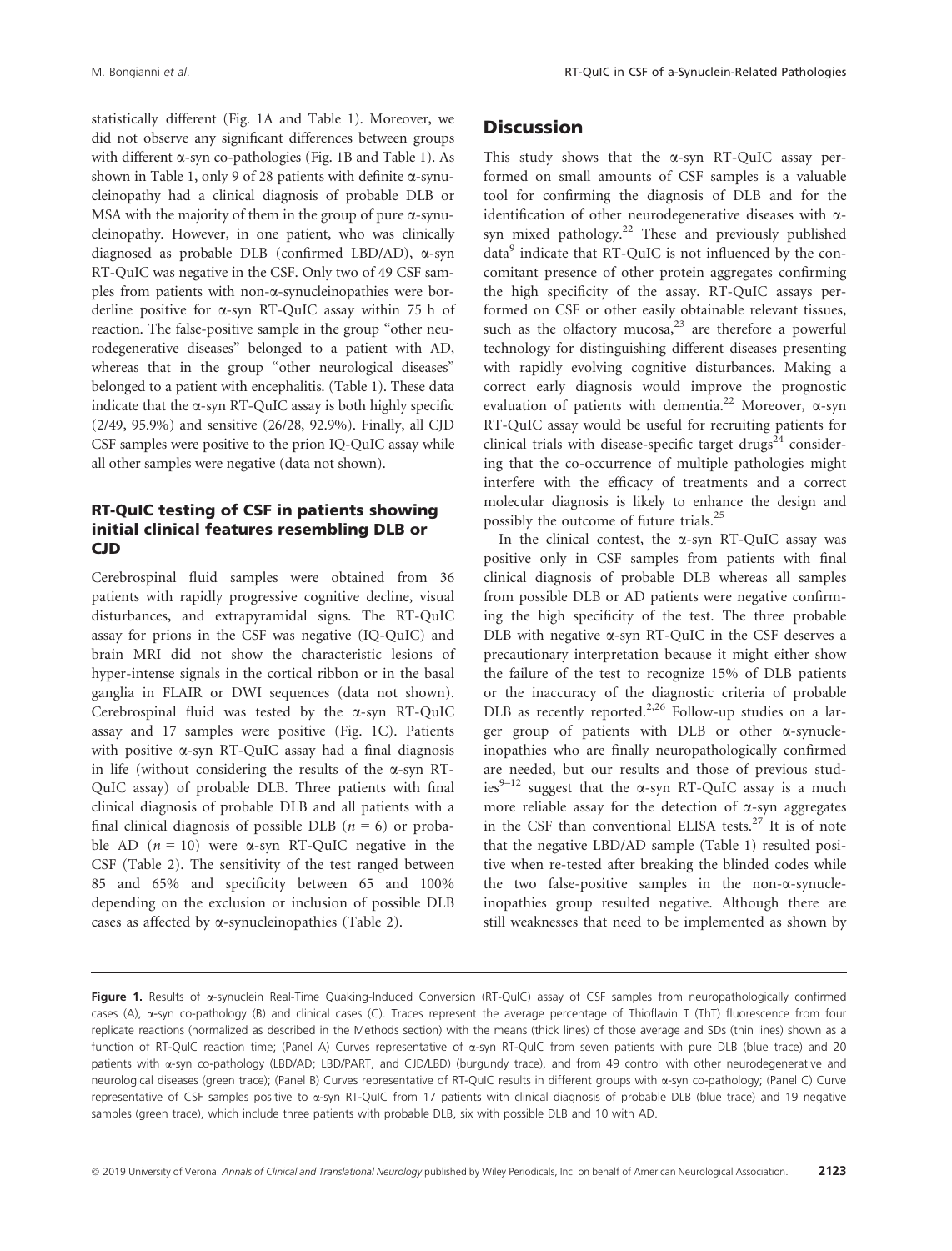statistically different (Fig. 1A and Table 1). Moreover, we did not observe any significant differences between groups with different α-syn co-pathologies (Fig. 1B and Table 1). As shown in Table 1, only 9 of 28 patients with definite α-synucleinopathy had a clinical diagnosis of probable DLB or MSA with the majority of them in the group of pure α-synucleinopathy. However, in one patient, who was clinically diagnosed as probable DLB (confirmed LBD/AD), α-syn RT-QuIC was negative in the CSF. Only two of 49 CSF samples from patients with non-α-synucleinopathies were borderline positive for α-syn RT-QuIC assay within 75 h of reaction. The false-positive sample in the group "other neurodegenerative diseases" belonged to a patient with AD, whereas that in the group "other neurological diseases" belonged to a patient with encephalitis. (Table 1). These data indicate that the α-syn RT-QuIC assay is both highly specific (2/49, 95.9%) and sensitive (26/28, 92.9%). Finally, all CJD CSF samples were positive to the prion IQ-QuIC assay while all other samples were negative (data not shown).

### RT-QuIC testing of CSF in patients showing initial clinical features resembling DLB or CJD

Cerebrospinal fluid samples were obtained from 36 patients with rapidly progressive cognitive decline, visual disturbances, and extrapyramidal signs. The RT-QuIC assay for prions in the CSF was negative (IQ-QuIC) and brain MRI did not show the characteristic lesions of hyper-intense signals in the cortical ribbon or in the basal ganglia in FLAIR or DWI sequences (data not shown). Cerebrospinal fluid was tested by the α-syn RT-QuIC assay and 17 samples were positive (Fig. 1C). Patients with positive α-syn RT-QuIC assay had a final diagnosis in life (without considering the results of the α-syn RT-QuIC assay) of probable DLB. Three patients with final clinical diagnosis of probable DLB and all patients with a final clinical diagnosis of possible DLB ($n = 6$) or probable AD ($n = 10$) were α-syn RT-QuIC negative in the CSF (Table 2). The sensitivity of the test ranged between 85 and 65% and specificity between 65 and 100% depending on the exclusion or inclusion of possible DLB cases as affected by α-synucleinopathies (Table 2).

## Discussion

This study shows that the α-syn RT-QuIC assay performed on small amounts of CSF samples is a valuable tool for confirming the diagnosis of DLB and for the identification of other neurodegenerative diseases with α-syn mixed pathology.[22] These and previously published data[9] indicate that RT-QuIC is not influenced by the concomitant presence of other protein aggregates confirming the high specificity of the assay. RT-QuIC assays performed on CSF or other easily obtainable relevant tissues, such as the olfactory mucosa,[23] are therefore a powerful technology for distinguishing different diseases presenting with rapidly evolving cognitive disturbances. Making a correct early diagnosis would improve the prognostic evaluation of patients with dementia.[22] Moreover, α-syn RT-QuIC assay would be useful for recruiting patients for clinical trials with disease-specific target drugs[24] considering that the co-occurrence of multiple pathologies might interfere with the efficacy of treatments and a correct molecular diagnosis is likely to enhance the design and possibly the outcome of future trials.[25]

In the clinical contest, the α-syn RT-QuIC assay was positive only in CSF samples from patients with final clinical diagnosis of probable DLB whereas all samples from possible DLB or AD patients were negative confirming the high specificity of the test. The three probable DLB with negative α-syn RT-QuIC in the CSF deserves a precautionary interpretation because it might either show the failure of the test to recognize 15% of DLB patients or the inaccuracy of the diagnostic criteria of probable DLB as recently reported.[2,26] Follow-up studies on a larger group of patients with DLB or other α-synucleinopathies who are finally neuropathologically confirmed are needed, but our results and those of previous studies[9–12] suggest that the α-syn RT-QuIC assay is a much more reliable assay for the detection of α-syn aggregates in the CSF than conventional ELISA tests.[27] It is of note that the negative LBD/AD sample (Table 1) resulted positive when re-tested after breaking the blinded codes while the two false-positive samples in the non-α-synucleinopathies group resulted negative. Although there are still weaknesses that need to be implemented as shown by

**Figure 1.** Results of α-synuclein Real-Time Quaking-Induced Conversion (RT-QuIC) assay of CSF samples from neuropathologically confirmed cases (A), α-syn co-pathology (B) and clinical cases (C). Traces represent the average percentage of Thioflavin T (ThT) fluorescence from four replicate reactions (normalized as described in the Methods section) with the means (thick lines) of those average and SDs (thin lines) shown as a function of RT-QuIC reaction time; (Panel A) Curves representative of α-syn RT-QuIC from seven patients with pure DLB (blue trace) and 20 patients with α-syn co-pathology (LBD/AD; LBD/PART, and CJD/LBD) (burgundy trace), and from 49 control with other neurodegenerative and neurological diseases (green trace); (Panel B) Curves representative of RT-QuIC results in different groups with α-syn co-pathology; (Panel C) Curve representative of CSF samples positive to α-syn RT-QuIC from 17 patients with clinical diagnosis of probable DLB (blue trace) and 19 negative samples (green trace), which include three patients with probable DLB, six with possible DLB and 10 with AD.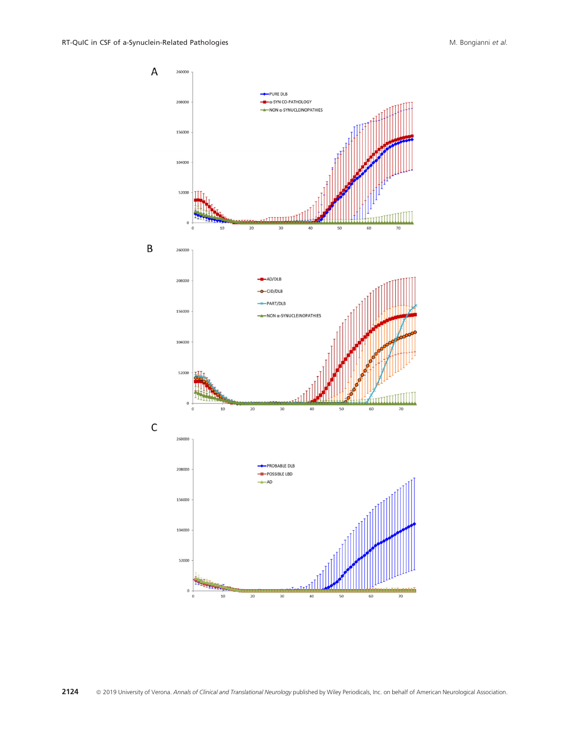A

B

C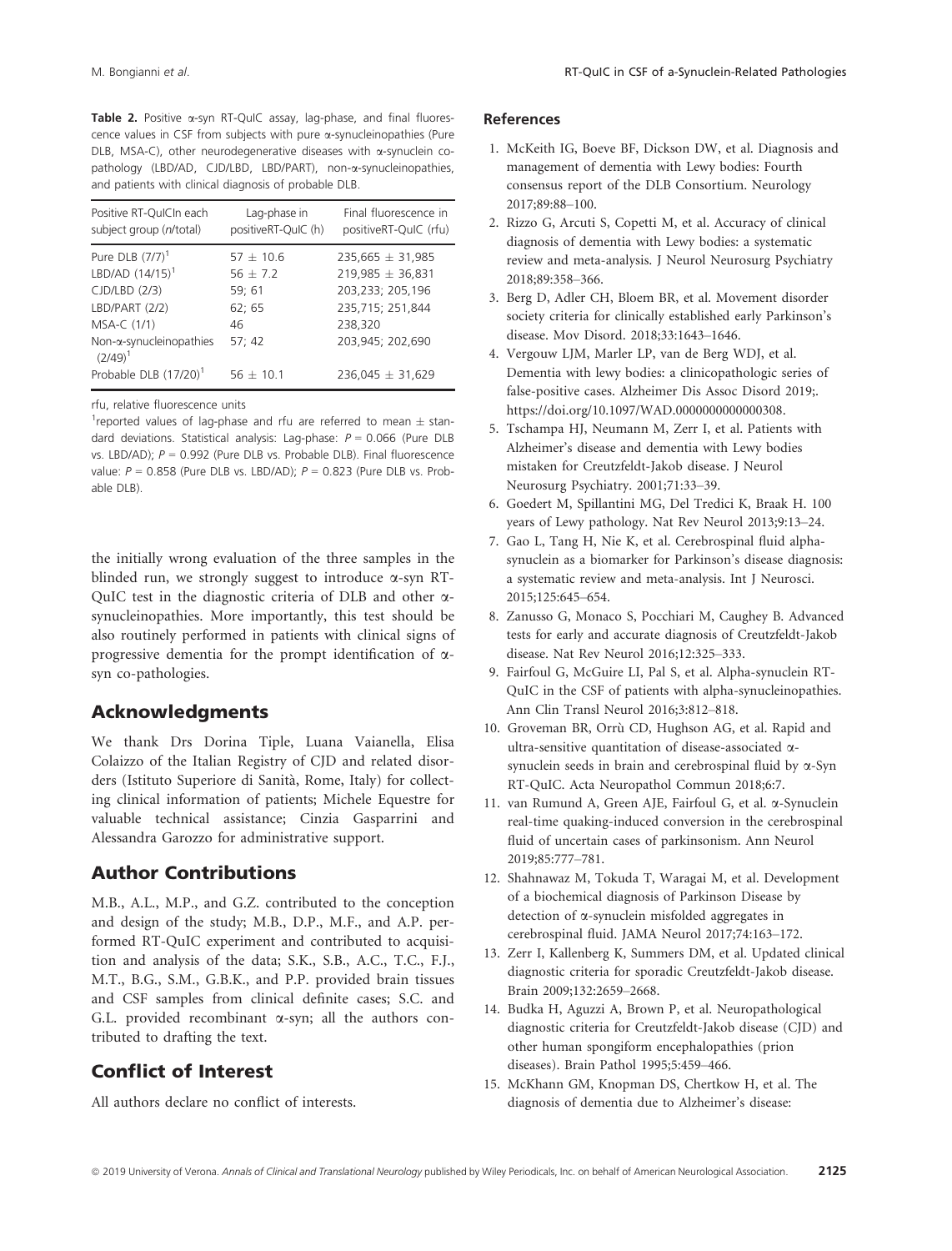**Table 2.** Positive α-syn RT-QuIC assay, lag-phase, and final fluorescence values in CSF from subjects with pure α-synucleinopathies (Pure DLB, MSA-C), other neurodegenerative diseases with α-synuclein co-pathology (LBD/AD, CJD/LBD, LBD/PART), non-α-synucleinopathies, and patients with clinical diagnosis of probable DLB.

| Positive RT-QuICIn each subject group (n/total) | Lag-phase in positiveRT-QuIC (h) | Final fluorescence in positiveRT-QuIC (rfu) |
|---|---|---|
| Pure DLB (7/7)[1] | 57 ± 10.6 | 235,665 ± 31,985 |
| LBD/AD (14/15)[1] | 56 ± 7.2 | 219,985 ± 36,831 |
| CJD/LBD (2/3) | 59; 61 | 203,233; 205,196 |
| LBD/PART (2/2) | 62; 65 | 235,715; 251,844 |
| MSA-C (1/1) | 46 | 238,320 |
| Non-α-synucleinopathies (2/49)[1] | 57; 42 | 203,945; 202,690 |
| Probable DLB (17/20)[1] | 56 ± 10.1 | 236,045 ± 31,629 |

rfu, relative fluorescence units

[1]reported values of lag-phase and rfu are referred to mean ± standard deviations. Statistical analysis: Lag-phase: $P = 0.066$ (Pure DLB vs. LBD/AD); $P = 0.992$ (Pure DLB vs. Probable DLB). Final fluorescence value: $P = 0.858$ (Pure DLB vs. LBD/AD); $P = 0.823$ (Pure DLB vs. Probable DLB).

the initially wrong evaluation of the three samples in the blinded run, we strongly suggest to introduce α-syn RT-QuIC test in the diagnostic criteria of DLB and other α-synucleinopathies. More importantly, this test should be also routinely performed in patients with clinical signs of progressive dementia for the prompt identification of α-syn co-pathologies.

## Acknowledgments

We thank Drs Dorina Tiple, Luana Vaianella, Elisa Colaizzo of the Italian Registry of CJD and related disorders (Istituto Superiore di Sanità, Rome, Italy) for collecting clinical information of patients; Michele Equestre for valuable technical assistance; Cinzia Gasparrini and Alessandra Garozzo for administrative support.

## Author Contributions

M.B., A.L., M.P., and G.Z. contributed to the conception and design of the study; M.B., D.P., M.F., and A.P. performed RT-QuIC experiment and contributed to acquisition and analysis of the data; S.K., S.B., A.C., T.C., F.J., M.T., B.G., S.M., G.B.K., and P.P. provided brain tissues and CSF samples from clinical definite cases; S.C. and G.L. provided recombinant α-syn; all the authors contributed to drafting the text.

## Conflict of Interest

All authors declare no conflict of interests.

## References

1. McKeith IG, Boeve BF, Dickson DW, et al. Diagnosis and management of dementia with Lewy bodies: Fourth consensus report of the DLB Consortium. Neurology 2017;89:88–100.
2. Rizzo G, Arcuti S, Copetti M, et al. Accuracy of clinical diagnosis of dementia with Lewy bodies: a systematic review and meta-analysis. J Neurol Neurosurg Psychiatry 2018;89:358–366.
3. Berg D, Adler CH, Bloem BR, et al. Movement disorder society criteria for clinically established early Parkinson's disease. Mov Disord. 2018;33:1643–1646.
4. Vergouw LJM, Marler LP, van de Berg WDJ, et al. Dementia with lewy bodies: a clinicopathologic series of false-positive cases. Alzheimer Dis Assoc Disord 2019;. https://doi.org/10.1097/WAD.0000000000000308.
5. Tschampa HJ, Neumann M, Zerr I, et al. Patients with Alzheimer's disease and dementia with Lewy bodies mistaken for Creutzfeldt-Jakob disease. J Neurol Neurosurg Psychiatry. 2001;71:33–39.
6. Goedert M, Spillantini MG, Del Tredici K, Braak H. 100 years of Lewy pathology. Nat Rev Neurol 2013;9:13–24.
7. Gao L, Tang H, Nie K, et al. Cerebrospinal fluid alpha-synuclein as a biomarker for Parkinson's disease diagnosis: a systematic review and meta-analysis. Int J Neurosci. 2015;125:645–654.
8. Zanusso G, Monaco S, Pocchiari M, Caughey B. Advanced tests for early and accurate diagnosis of Creutzfeldt-Jakob disease. Nat Rev Neurol 2016;12:325–333.
9. Fairfoul G, McGuire LI, Pal S, et al. Alpha-synuclein RT-QuIC in the CSF of patients with alpha-synucleinopathies. Ann Clin Transl Neurol 2016;3:812–818.
10. Groveman BR, Orrù CD, Hughson AG, et al. Rapid and ultra-sensitive quantitation of disease-associated α-synuclein seeds in brain and cerebrospinal fluid by α-Syn RT-QuIC. Acta Neuropathol Commun 2018;6:7.
11. van Rumund A, Green AJE, Fairfoul G, et al. α-Synuclein real-time quaking-induced conversion in the cerebrospinal fluid of uncertain cases of parkinsonism. Ann Neurol 2019;85:777–781.
12. Shahnawaz M, Tokuda T, Waragai M, et al. Development of a biochemical diagnosis of Parkinson Disease by detection of α-synuclein misfolded aggregates in cerebrospinal fluid. JAMA Neurol 2017;74:163–172.
13. Zerr I, Kallenberg K, Summers DM, et al. Updated clinical diagnostic criteria for sporadic Creutzfeldt-Jakob disease. Brain 2009;132:2659–2668.
14. Budka H, Aguzzi A, Brown P, et al. Neuropathological diagnostic criteria for Creutzfeldt-Jakob disease (CJD) and other human spongiform encephalopathies (prion diseases). Brain Pathol 1995;5:459–466.
15. McKhann GM, Knopman DS, Chertkow H, et al. The diagnosis of dementia due to Alzheimer's disease: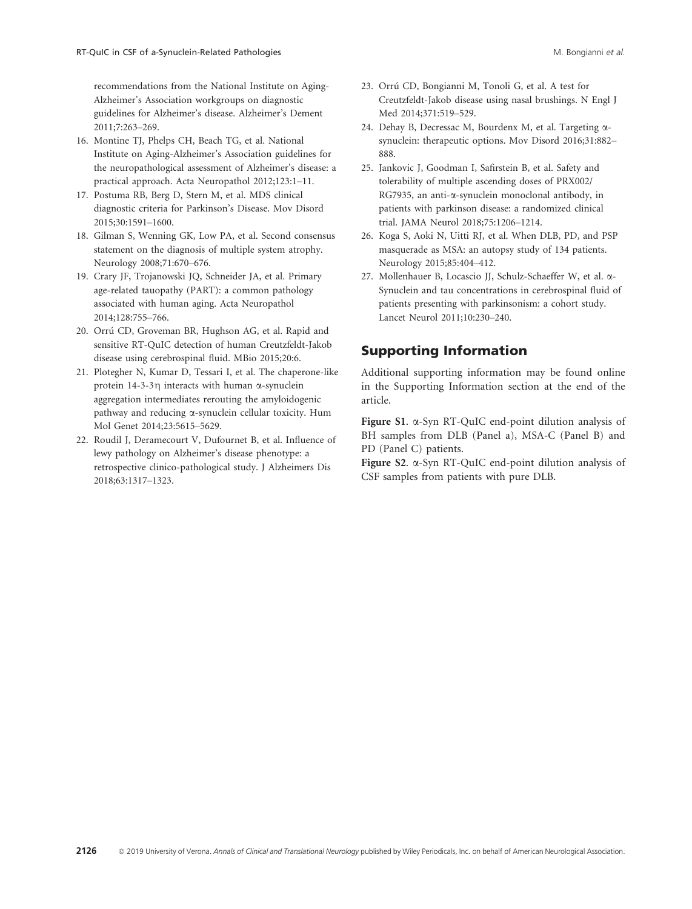recommendations from the National Institute on Aging-Alzheimer's Association workgroups on diagnostic guidelines for Alzheimer's disease. Alzheimer's Dement 2011;7:263–269.

16. Montine TJ, Phelps CH, Beach TG, et al. National Institute on Aging-Alzheimer's Association guidelines for the neuropathological assessment of Alzheimer's disease: a practical approach. Acta Neuropathol 2012;123:1–11.
17. Postuma RB, Berg D, Stern M, et al. MDS clinical diagnostic criteria for Parkinson's Disease. Mov Disord 2015;30:1591–1600.
18. Gilman S, Wenning GK, Low PA, et al. Second consensus statement on the diagnosis of multiple system atrophy. Neurology 2008;71:670–676.
19. Crary JF, Trojanowski JQ, Schneider JA, et al. Primary age-related tauopathy (PART): a common pathology associated with human aging. Acta Neuropathol 2014;128:755–766.
20. Orrú CD, Groveman BR, Hughson AG, et al. Rapid and sensitive RT-QuIC detection of human Creutzfeldt-Jakob disease using cerebrospinal fluid. MBio 2015;20:6.
21. Plotegher N, Kumar D, Tessari I, et al. The chaperone-like protein 14-3-3η interacts with human α-synuclein aggregation intermediates rerouting the amyloidogenic pathway and reducing α-synuclein cellular toxicity. Hum Mol Genet 2014;23:5615–5629.
22. Roudil J, Deramecourt V, Dufournet B, et al. Influence of lewy pathology on Alzheimer's disease phenotype: a retrospective clinico-pathological study. J Alzheimers Dis 2018;63:1317–1323.
23. Orrú CD, Bongianni M, Tonoli G, et al. A test for Creutzfeldt-Jakob disease using nasal brushings. N Engl J Med 2014;371:519–529.
24. Dehay B, Decressac M, Bourdenx M, et al. Targeting α-synuclein: therapeutic options. Mov Disord 2016;31:882–888.
25. Jankovic J, Goodman I, Safirstein B, et al. Safety and tolerability of multiple ascending doses of PRX002/RG7935, an anti-α-synuclein monoclonal antibody, in patients with parkinson disease: a randomized clinical trial. JAMA Neurol 2018;75:1206–1214.
26. Koga S, Aoki N, Uitti RJ, et al. When DLB, PD, and PSP masquerade as MSA: an autopsy study of 134 patients. Neurology 2015;85:404–412.
27. Mollenhauer B, Locascio JJ, Schulz-Schaeffer W, et al. α-Synuclein and tau concentrations in cerebrospinal fluid of patients presenting with parkinsonism: a cohort study. Lancet Neurol 2011;10:230–240.

## Supporting Information

Additional supporting information may be found online in the Supporting Information section at the end of the article.

**Figure S1**. α-Syn RT-QuIC end-point dilution analysis of BH samples from DLB (Panel a), MSA-C (Panel B) and PD (Panel C) patients.

**Figure S2**. α-Syn RT-QuIC end-point dilution analysis of CSF samples from patients with pure DLB.